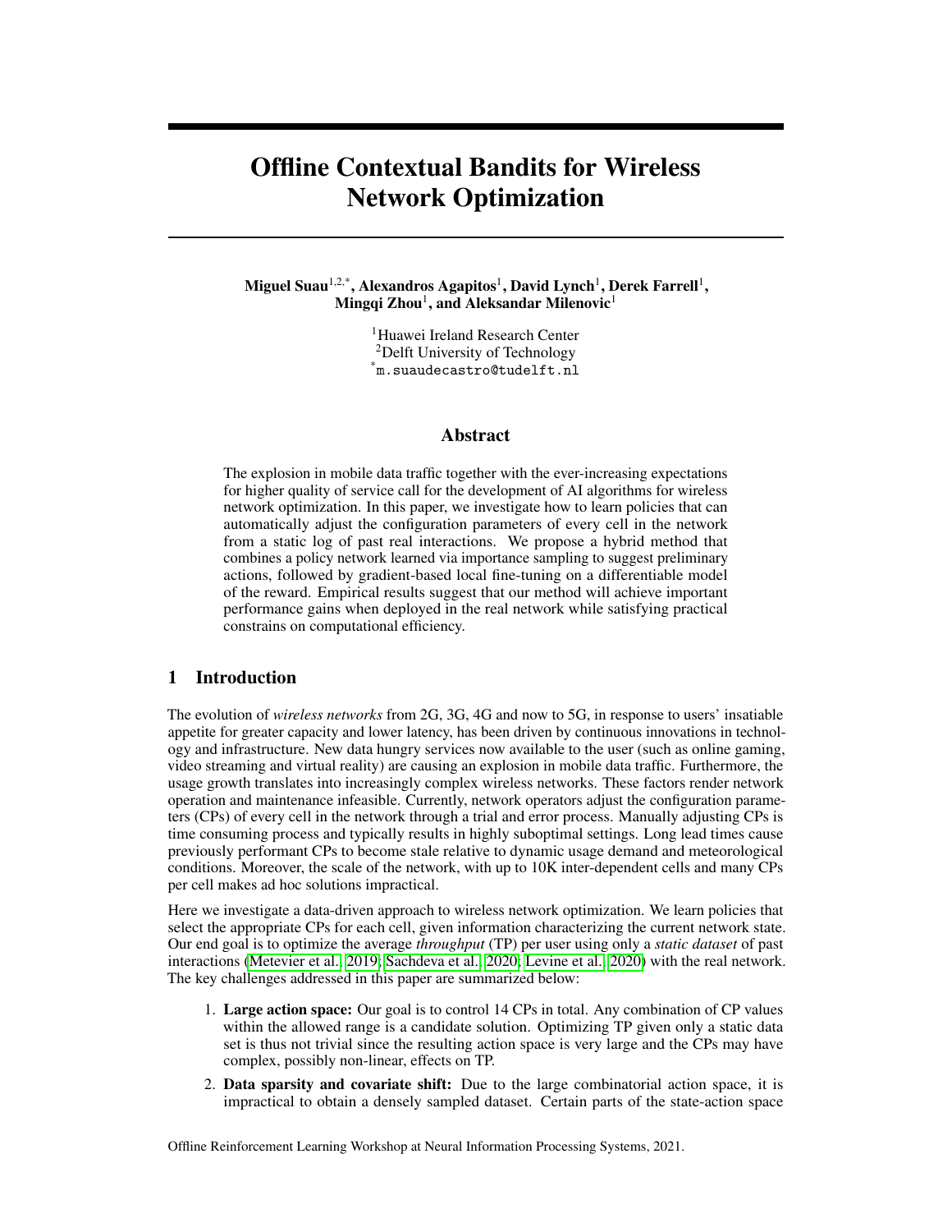# Offline Contextual Bandits for Wireless Network Optimization

**Miguel Suau**[1,2,*], **Alexandros Agapitos**[1], **David Lynch**[1], **Derek Farrell**[1], **Mingqi Zhou**[1], **and Aleksandar Milenovic**[1]

[1]Huawei Ireland Research Center
[2]Delft University of Technology
[*]m.suaudecastro@tudelft.nl

## Abstract

The explosion in mobile data traffic together with the ever-increasing expectations for higher quality of service call for the development of AI algorithms for wireless network optimization. In this paper, we investigate how to learn policies that can automatically adjust the configuration parameters of every cell in the network from a static log of past real interactions. We propose a hybrid method that combines a policy network learned via importance sampling to suggest preliminary actions, followed by gradient-based local fine-tuning on a differentiable model of the reward. Empirical results suggest that our method will achieve important performance gains when deployed in the real network while satisfying practical constrains on computational efficiency.

## 1 Introduction

The evolution of *wireless networks* from 2G, 3G, 4G and now to 5G, in response to users' insatiable appetite for greater capacity and lower latency, has been driven by continuous innovations in technology and infrastructure. New data hungry services now available to the user (such as online gaming, video streaming and virtual reality) are causing an explosion in mobile data traffic. Furthermore, the usage growth translates into increasingly complex wireless networks. These factors render network operation and maintenance infeasible. Currently, network operators adjust the configuration parameters (CPs) of every cell in the network through a trial and error process. Manually adjusting CPs is time consuming process and typically results in highly suboptimal settings. Long lead times cause previously performant CPs to become stale relative to dynamic usage demand and meteorological conditions. Moreover, the scale of the network, with up to 10K inter-dependent cells and many CPs per cell makes ad hoc solutions impractical.

Here we investigate a data-driven approach to wireless network optimization. We learn policies that select the appropriate CPs for each cell, given information characterizing the current network state. Our end goal is to optimize the average *throughput* (TP) per user using only a *static dataset* of past interactions (Metevier et al., 2019; Sachdeva et al., 2020; Levine et al., 2020) with the real network. The key challenges addressed in this paper are summarized below:

1. **Large action space:** Our goal is to control 14 CPs in total. Any combination of CP values within the allowed range is a candidate solution. Optimizing TP given only a static data set is thus not trivial since the resulting action space is very large and the CPs may have complex, possibly non-linear, effects on TP.
2. **Data sparsity and covariate shift:** Due to the large combinatorial action space, it is impractical to obtain a densely sampled dataset. Certain parts of the state-action space

Offline Reinforcement Learning Workshop at Neural Information Processing Systems, 2021.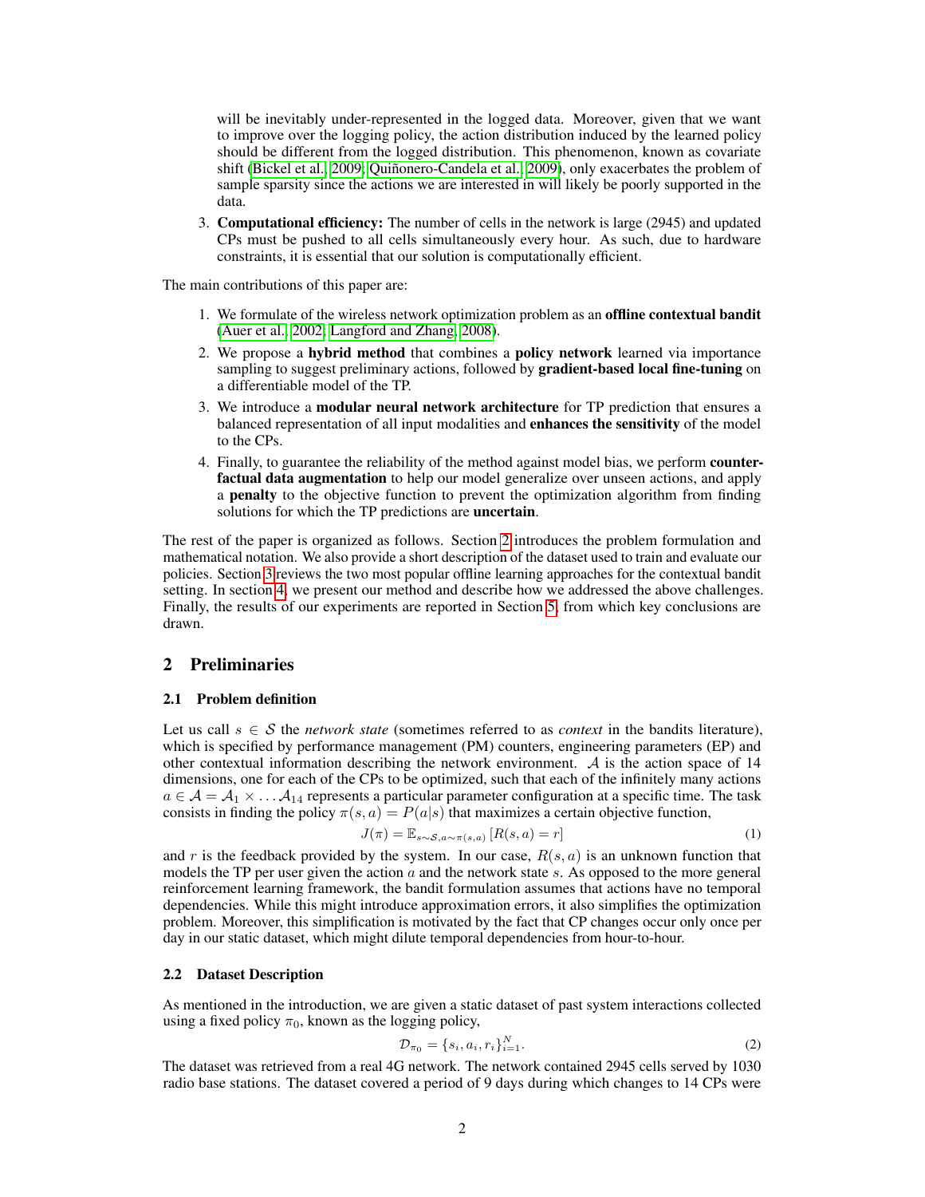will be inevitably under-represented in the logged data. Moreover, given that we want to improve over the logging policy, the action distribution induced by the learned policy should be different from the logged distribution. This phenomenon, known as covariate shift (Bickel et al., 2009; Quiñonero-Candela et al., 2009), only exacerbates the problem of sample sparsity since the actions we are interested in will likely be poorly supported in the data.

3. **Computational efficiency:** The number of cells in the network is large (2945) and updated CPs must be pushed to all cells simultaneously every hour. As such, due to hardware constraints, it is essential that our solution is computationally efficient.

The main contributions of this paper are:

1. We formulate of the wireless network optimization problem as an **offline contextual bandit** (Auer et al., 2002; Langford and Zhang, 2008).
2. We propose a **hybrid method** that combines a **policy network** learned via importance sampling to suggest preliminary actions, followed by **gradient-based local fine-tuning** on a differentiable model of the TP.
3. We introduce a **modular neural network architecture** for TP prediction that ensures a balanced representation of all input modalities and **enhances the sensitivity** of the model to the CPs.
4. Finally, to guarantee the reliability of the method against model bias, we perform **counterfactual data augmentation** to help our model generalize over unseen actions, and apply a **penalty** to the objective function to prevent the optimization algorithm from finding solutions for which the TP predictions are **uncertain**.

The rest of the paper is organized as follows. Section 2 introduces the problem formulation and mathematical notation. We also provide a short description of the dataset used to train and evaluate our policies. Section 3 reviews the two most popular offline learning approaches for the contextual bandit setting. In section 4, we present our method and describe how we addressed the above challenges. Finally, the results of our experiments are reported in Section 5, from which key conclusions are drawn.

## 2 Preliminaries

### 2.1 Problem definition

Let us call $s \in \mathcal{S}$ the *network state* (sometimes referred to as *context* in the bandits literature), which is specified by performance management (PM) counters, engineering parameters (EP) and other contextual information describing the network environment. $\mathcal{A}$ is the action space of 14 dimensions, one for each of the CPs to be optimized, such that each of the infinitely many actions $a \in \mathcal{A} = \mathcal{A}_1 \times \ldots \mathcal{A}_{14}$ represents a particular parameter configuration at a specific time. The task consists in finding the policy $\pi(s, a) = P(a|s)$ that maximizes a certain objective function,

$$J(\pi) = \mathbb{E}_{s \sim \mathcal{S}, a \sim \pi(s,a)} \left[ R(s, a) = r \right] \tag{1}$$

and $r$ is the feedback provided by the system. In our case, $R(s, a)$ is an unknown function that models the TP per user given the action $a$ and the network state $s$. As opposed to the more general reinforcement learning framework, the bandit formulation assumes that actions have no temporal dependencies. While this might introduce approximation errors, it also simplifies the optimization problem. Moreover, this simplification is motivated by the fact that CP changes occur only once per day in our static dataset, which might dilute temporal dependencies from hour-to-hour.

### 2.2 Dataset Description

As mentioned in the introduction, we are given a static dataset of past system interactions collected using a fixed policy $\pi_0$, known as the logging policy,

$$\mathcal{D}_{\pi_0} = \{s_i, a_i, r_i\}_{i=1}^{N}. \tag{2}$$

The dataset was retrieved from a real 4G network. The network contained 2945 cells served by 1030 radio base stations. The dataset covered a period of 9 days during which changes to 14 CPs were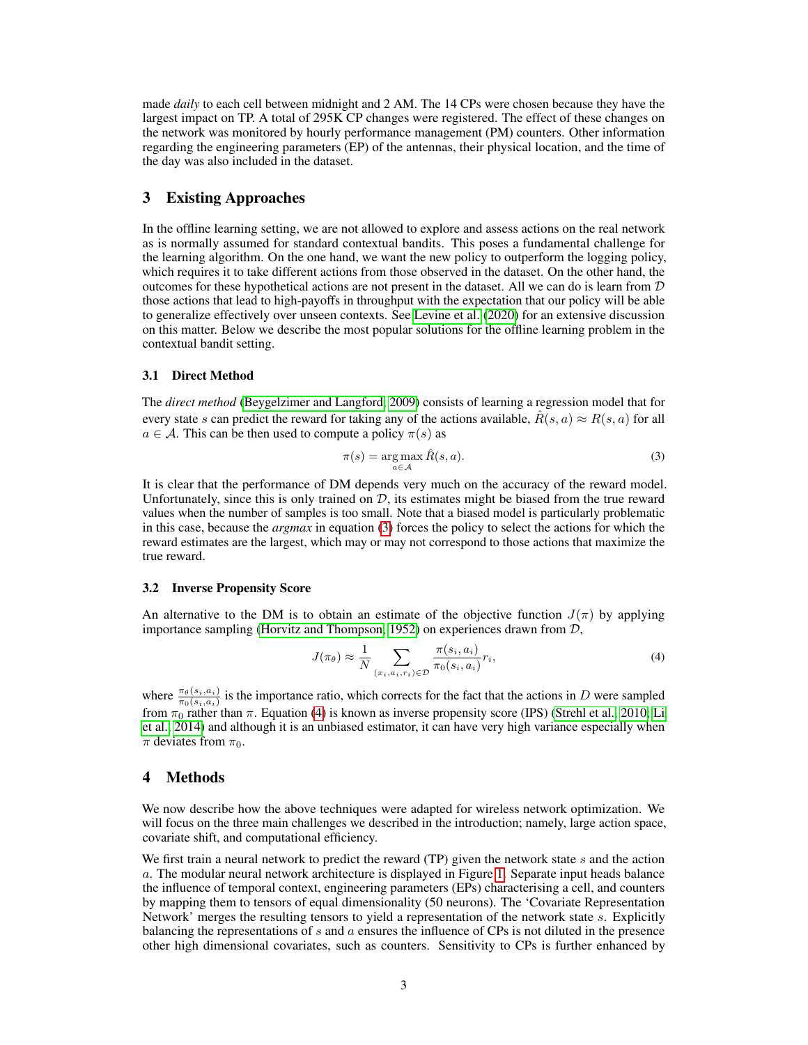made *daily* to each cell between midnight and 2 AM. The 14 CPs were chosen because they have the largest impact on TP. A total of 295K CP changes were registered. The effect of these changes on the network was monitored by hourly performance management (PM) counters. Other information regarding the engineering parameters (EP) of the antennas, their physical location, and the time of the day was also included in the dataset.

## 3 Existing Approaches

In the offline learning setting, we are not allowed to explore and assess actions on the real network as is normally assumed for standard contextual bandits. This poses a fundamental challenge for the learning algorithm. On the one hand, we want the new policy to outperform the logging policy, which requires it to take different actions from those observed in the dataset. On the other hand, the outcomes for these hypothetical actions are not present in the dataset. All we can do is learn from $\mathcal{D}$ those actions that lead to high-payoffs in throughput with the expectation that our policy will be able to generalize effectively over unseen contexts. See Levine et al. (2020) for an extensive discussion on this matter. Below we describe the most popular solutions for the offline learning problem in the contextual bandit setting.

### 3.1 Direct Method

The *direct method* (Beygelzimer and Langford, 2009) consists of learning a regression model that for every state $s$ can predict the reward for taking any of the actions available, $\hat{R}(s, a) \approx R(s, a)$ for all $a \in \mathcal{A}$. This can be then used to compute a policy $\pi(s)$ as

$$\pi(s) = \arg\max_{a \in \mathcal{A}} \hat{R}(s, a). \tag{3}$$

It is clear that the performance of DM depends very much on the accuracy of the reward model. Unfortunately, since this is only trained on $\mathcal{D}$, its estimates might be biased from the true reward values when the number of samples is too small. Note that a biased model is particularly problematic in this case, because the *argmax* in equation (3) forces the policy to select the actions for which the reward estimates are the largest, which may or may not correspond to those actions that maximize the true reward.

### 3.2 Inverse Propensity Score

An alternative to the DM is to obtain an estimate of the objective function $J(\pi)$ by applying importance sampling (Horvitz and Thompson, 1952) on experiences drawn from $\mathcal{D}$,

$$J(\pi_\theta) \approx \frac{1}{N} \sum_{(x_i, a_i, r_i) \in \mathcal{D}} \frac{\pi(s_i, a_i)}{\pi_0(s_i, a_i)} r_i, \tag{4}$$

where $\frac{\pi_\theta(s_i, a_i)}{\pi_0(s_i, a_i)}$ is the importance ratio, which corrects for the fact that the actions in $D$ were sampled from $\pi_0$ rather than $\pi$. Equation (4) is known as inverse propensity score (IPS) (Strehl et al., 2010; Li et al., 2014) and although it is an unbiased estimator, it can have very high variance especially when $\pi$ deviates from $\pi_0$.

## 4 Methods

We now describe how the above techniques were adapted for wireless network optimization. We will focus on the three main challenges we described in the introduction; namely, large action space, covariate shift, and computational efficiency.

We first train a neural network to predict the reward (TP) given the network state $s$ and the action $a$. The modular neural network architecture is displayed in Figure 1. Separate input heads balance the influence of temporal context, engineering parameters (EPs) characterising a cell, and counters by mapping them to tensors of equal dimensionality (50 neurons). The 'Covariate Representation Network' merges the resulting tensors to yield a representation of the network state $s$. Explicitly balancing the representations of $s$ and $a$ ensures the influence of CPs is not diluted in the presence other high dimensional covariates, such as counters. Sensitivity to CPs is further enhanced by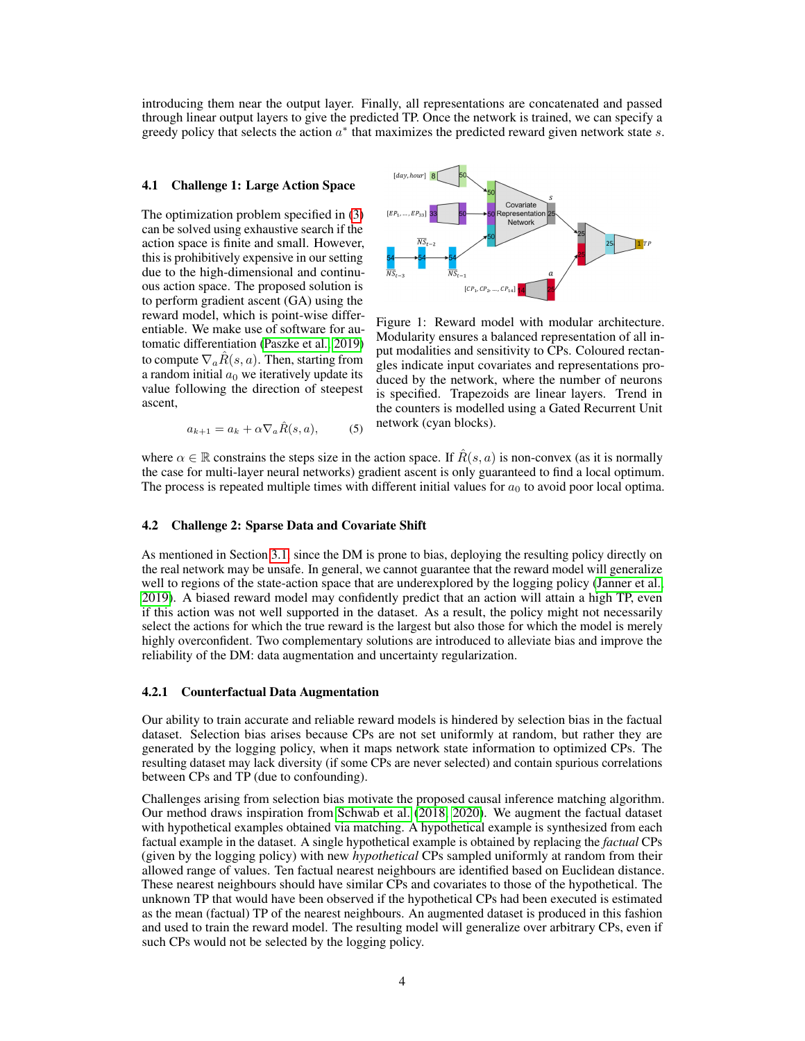introducing them near the output layer. Finally, all representations are concatenated and passed through linear output layers to give the predicted TP. Once the network is trained, we can specify a greedy policy that selects the action $a^*$ that maximizes the predicted reward given network state $s$.

### 4.1 Challenge 1: Large Action Space

The optimization problem specified in (3) can be solved using exhaustive search if the action space is finite and small. However, this is prohibitively expensive in our setting due to the high-dimensional and continuous action space. The proposed solution is to perform gradient ascent (GA) using the reward model, which is point-wise differentiable. We make use of software for automatic differentiation (Paszke et al., 2019) to compute $\nabla_a \hat{R}(s, a)$. Then, starting from a random initial $a_0$ we iteratively update its value following the direction of steepest ascent,

$$a_{k+1} = a_k + \alpha \nabla_a \hat{R}(s, a), \tag{5}$$

Figure 1: Reward model with modular architecture. Modularity ensures a balanced representation of all input modalities and sensitivity to CPs. Coloured rectangles indicate input covariates and representations produced by the network, where the number of neurons is specified. Trapezoids are linear layers. Trend in the counters is modelled using a Gated Recurrent Unit network (cyan blocks).

where $\alpha \in \mathbb{R}$ constrains the steps size in the action space. If $\hat{R}(s, a)$ is non-convex (as it is normally the case for multi-layer neural networks) gradient ascent is only guaranteed to find a local optimum. The process is repeated multiple times with different initial values for $a_0$ to avoid poor local optima.

### 4.2 Challenge 2: Sparse Data and Covariate Shift

As mentioned in Section 3.1, since the DM is prone to bias, deploying the resulting policy directly on the real network may be unsafe. In general, we cannot guarantee that the reward model will generalize well to regions of the state-action space that are underexplored by the logging policy (Janner et al., 2019). A biased reward model may confidently predict that an action will attain a high TP, even if this action was not well supported in the dataset. As a result, the policy might not necessarily select the actions for which the true reward is the largest but also those for which the model is merely highly overconfident. Two complementary solutions are introduced to alleviate bias and improve the reliability of the DM: data augmentation and uncertainty regularization.

#### 4.2.1 Counterfactual Data Augmentation

Our ability to train accurate and reliable reward models is hindered by selection bias in the factual dataset. Selection bias arises because CPs are not set uniformly at random, but rather they are generated by the logging policy, when it maps network state information to optimized CPs. The resulting dataset may lack diversity (if some CPs are never selected) and contain spurious correlations between CPs and TP (due to confounding).

Challenges arising from selection bias motivate the proposed causal inference matching algorithm. Our method draws inspiration from Schwab et al. (2018, 2020). We augment the factual dataset with hypothetical examples obtained via matching. A hypothetical example is synthesized from each factual example in the dataset. A single hypothetical example is obtained by replacing the *factual* CPs (given by the logging policy) with new *hypothetical* CPs sampled uniformly at random from their allowed range of values. Ten factual nearest neighbours are identified based on Euclidean distance. These nearest neighbours should have similar CPs and covariates to those of the hypothetical. The unknown TP that would have been observed if the hypothetical CPs had been executed is estimated as the mean (factual) TP of the nearest neighbours. An augmented dataset is produced in this fashion and used to train the reward model. The resulting model will generalize over arbitrary CPs, even if such CPs would not be selected by the logging policy.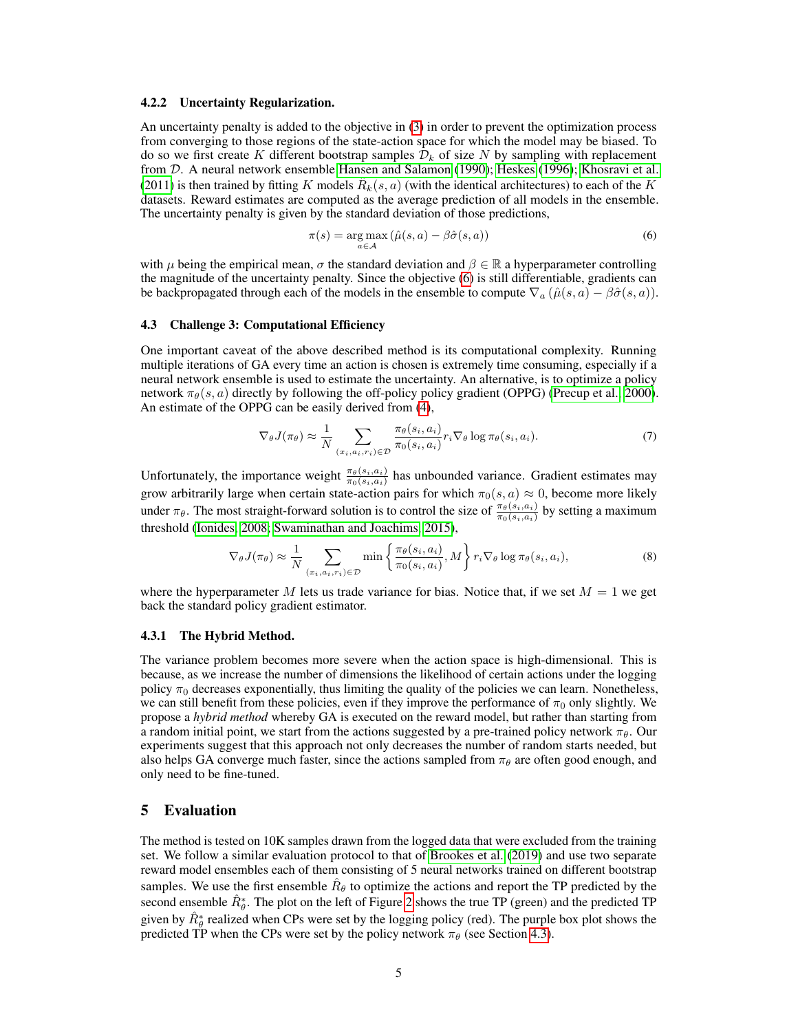#### 4.2.2 Uncertainty Regularization.

An uncertainty penalty is added to the objective in (3) in order to prevent the optimization process from converging to those regions of the state-action space for which the model may be biased. To do so we first create $K$ different bootstrap samples $\mathcal{D}_k$ of size $N$ by sampling with replacement from $\mathcal{D}$. A neural network ensemble Hansen and Salamon (1990); Heskes (1996); Khosravi et al. (2011) is then trained by fitting $K$ models $R_k(s, a)$ (with the identical architectures) to each of the $K$ datasets. Reward estimates are computed as the average prediction of all models in the ensemble. The uncertainty penalty is given by the standard deviation of those predictions,

$$\pi(s) = \arg\max_{a \in \mathcal{A}} \left(\hat{\mu}(s, a) - \beta \hat{\sigma}(s, a)\right) \tag{6}$$

with $\mu$ being the empirical mean, $\sigma$ the standard deviation and $\beta \in \mathbb{R}$ a hyperparameter controlling the magnitude of the uncertainty penalty. Since the objective (6) is still differentiable, gradients can be backpropagated through each of the models in the ensemble to compute $\nabla_a \left(\hat{\mu}(s, a) - \beta \hat{\sigma}(s, a)\right)$.

### 4.3 Challenge 3: Computational Efficiency

One important caveat of the above described method is its computational complexity. Running multiple iterations of GA every time an action is chosen is extremely time consuming, especially if a neural network ensemble is used to estimate the uncertainty. An alternative, is to optimize a policy network $\pi_\theta(s, a)$ directly by following the off-policy policy gradient (OPPG) (Precup et al., 2000). An estimate of the OPPG can be easily derived from (4),

$$\nabla_\theta J(\pi_\theta) \approx \frac{1}{N} \sum_{(x_i, a_i, r_i) \in \mathcal{D}} \frac{\pi_\theta(s_i, a_i)}{\pi_0(s_i, a_i)} r_i \nabla_\theta \log \pi_\theta(s_i, a_i). \tag{7}$$

Unfortunately, the importance weight $\frac{\pi_\theta(s_i, a_i)}{\pi_0(s_i, a_i)}$ has unbounded variance. Gradient estimates may grow arbitrarily large when certain state-action pairs for which $\pi_0(s, a) \approx 0$, become more likely under $\pi_\theta$. The most straight-forward solution is to control the size of $\frac{\pi_\theta(s_i, a_i)}{\pi_0(s_i, a_i)}$ by setting a maximum threshold (Ionides, 2008; Swaminathan and Joachims, 2015),

$$\nabla_\theta J(\pi_\theta) \approx \frac{1}{N} \sum_{(x_i, a_i, r_i) \in \mathcal{D}} \min\left\{\frac{\pi_\theta(s_i, a_i)}{\pi_0(s_i, a_i)}, M\right\} r_i \nabla_\theta \log \pi_\theta(s_i, a_i), \tag{8}$$

where the hyperparameter $M$ lets us trade variance for bias. Notice that, if we set $M = 1$ we get back the standard policy gradient estimator.

#### 4.3.1 The Hybrid Method.

The variance problem becomes more severe when the action space is high-dimensional. This is because, as we increase the number of dimensions the likelihood of certain actions under the logging policy $\pi_0$ decreases exponentially, thus limiting the quality of the policies we can learn. Nonetheless, we can still benefit from these policies, even if they improve the performance of $\pi_0$ only slightly. We propose a *hybrid method* whereby GA is executed on the reward model, but rather than starting from a random initial point, we start from the actions suggested by a pre-trained policy network $\pi_\theta$. Our experiments suggest that this approach not only decreases the number of random starts needed, but also helps GA converge much faster, since the actions sampled from $\pi_\theta$ are often good enough, and only need to be fine-tuned.

## 5 Evaluation

The method is tested on 10K samples drawn from the logged data that were excluded from the training set. We follow a similar evaluation protocol to that of Brookes et al. (2019) and use two separate reward model ensembles each of them consisting of 5 neural networks trained on different bootstrap samples. We use the first ensemble $\hat{R}_\theta$ to optimize the actions and report the TP predicted by the second ensemble $\hat{R}^*_\theta$. The plot on the left of Figure 2 shows the true TP (green) and the predicted TP given by $\hat{R}^*_\theta$ realized when CPs were set by the logging policy (red). The purple box plot shows the predicted TP when the CPs were set by the policy network $\pi_\theta$ (see Section 4.3).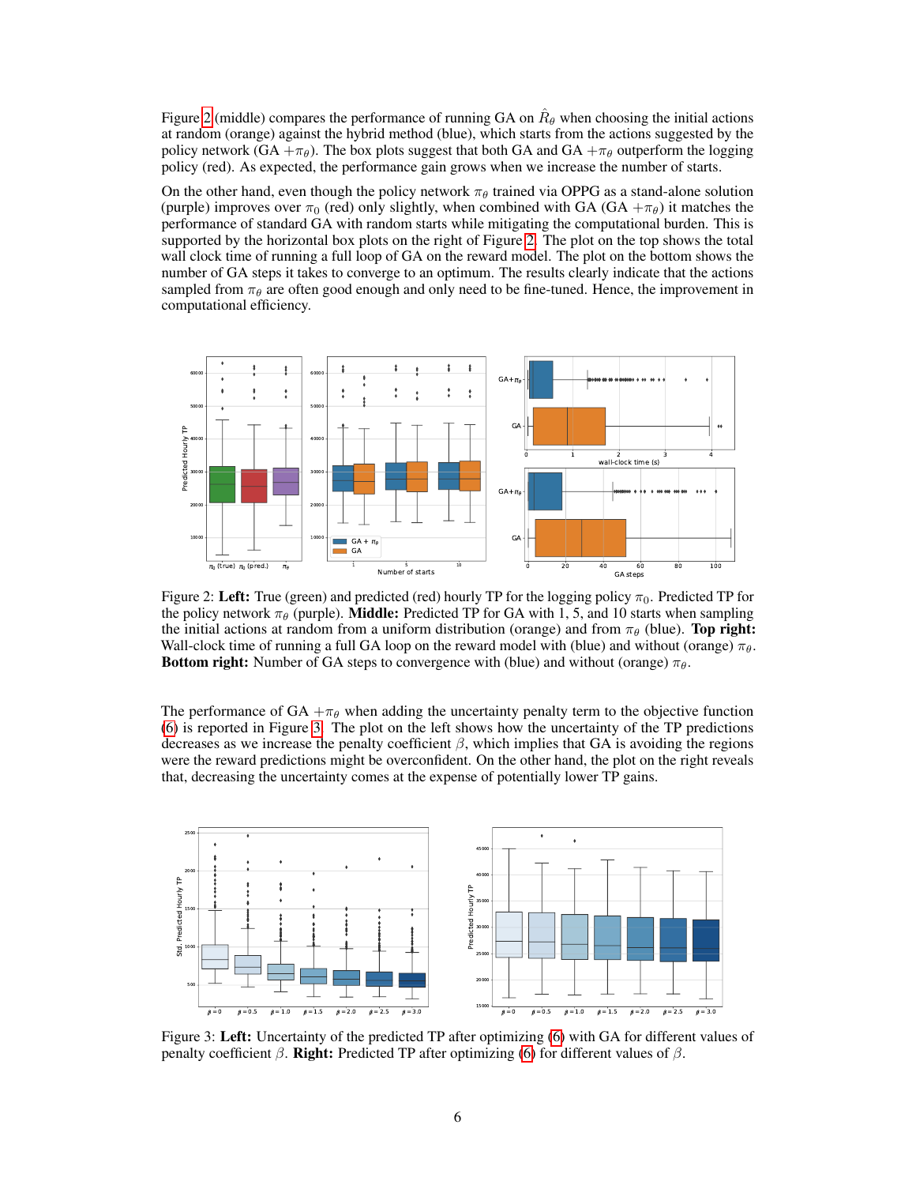Figure 2 (middle) compares the performance of running GA on $\hat{R}_\theta$ when choosing the initial actions at random (orange) against the hybrid method (blue), which starts from the actions suggested by the policy network (GA $+\pi_\theta$). The box plots suggest that both GA and GA $+\pi_\theta$ outperform the logging policy (red). As expected, the performance gain grows when we increase the number of starts.

On the other hand, even though the policy network $\pi_\theta$ trained via OPPG as a stand-alone solution (purple) improves over $\pi_0$ (red) only slightly, when combined with GA (GA $+\pi_\theta$) it matches the performance of standard GA with random starts while mitigating the computational burden. This is supported by the horizontal box plots on the right of Figure 2. The plot on the top shows the total wall clock time of running a full loop of GA on the reward model. The plot on the bottom shows the number of GA steps it takes to converge to an optimum. The results clearly indicate that the actions sampled from $\pi_\theta$ are often good enough and only need to be fine-tuned. Hence, the improvement in computational efficiency.

Figure 2: **Left:** True (green) and predicted (red) hourly TP for the logging policy $\pi_0$. Predicted TP for the policy network $\pi_\theta$ (purple). **Middle:** Predicted TP for GA with 1, 5, and 10 starts when sampling the initial actions at random from a uniform distribution (orange) and from $\pi_\theta$ (blue). **Top right:** Wall-clock time of running a full GA loop on the reward model with (blue) and without (orange) $\pi_\theta$. **Bottom right:** Number of GA steps to convergence with (blue) and without (orange) $\pi_\theta$.

The performance of GA $+\pi_\theta$ when adding the uncertainty penalty term to the objective function (6) is reported in Figure 3. The plot on the left shows how the uncertainty of the TP predictions decreases as we increase the penalty coefficient $\beta$, which implies that GA is avoiding the regions were the reward predictions might be overconfident. On the other hand, the plot on the right reveals that, decreasing the uncertainty comes at the expense of potentially lower TP gains.

Figure 3: **Left:** Uncertainty of the predicted TP after optimizing (6) with GA for different values of penalty coefficient $\beta$. **Right:** Predicted TP after optimizing (6) for different values of $\beta$.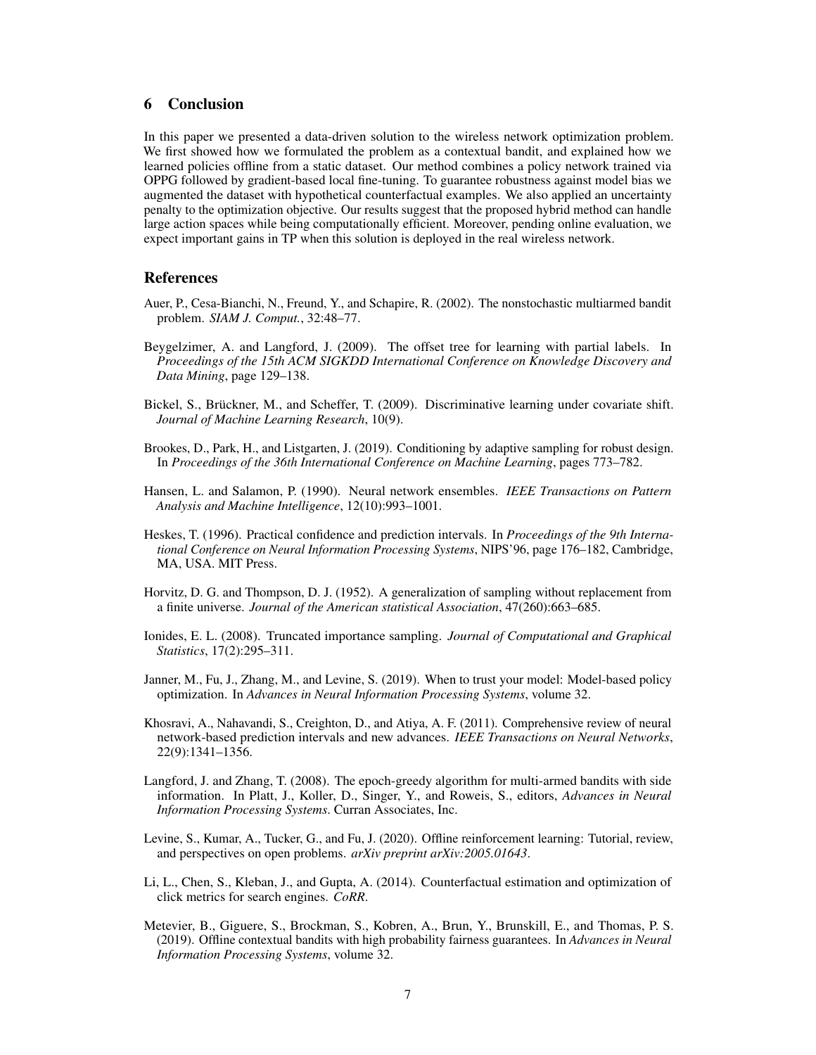## 6 Conclusion

In this paper we presented a data-driven solution to the wireless network optimization problem. We first showed how we formulated the problem as a contextual bandit, and explained how we learned policies offline from a static dataset. Our method combines a policy network trained via OPPG followed by gradient-based local fine-tuning. To guarantee robustness against model bias we augmented the dataset with hypothetical counterfactual examples. We also applied an uncertainty penalty to the optimization objective. Our results suggest that the proposed hybrid method can handle large action spaces while being computationally efficient. Moreover, pending online evaluation, we expect important gains in TP when this solution is deployed in the real wireless network.

## References

Auer, P., Cesa-Bianchi, N., Freund, Y., and Schapire, R. (2002). The nonstochastic multiarmed bandit problem. *SIAM J. Comput.*, 32:48–77.

Beygelzimer, A. and Langford, J. (2009). The offset tree for learning with partial labels. In *Proceedings of the 15th ACM SIGKDD International Conference on Knowledge Discovery and Data Mining*, page 129–138.

Bickel, S., Brückner, M., and Scheffer, T. (2009). Discriminative learning under covariate shift. *Journal of Machine Learning Research*, 10(9).

Brookes, D., Park, H., and Listgarten, J. (2019). Conditioning by adaptive sampling for robust design. In *Proceedings of the 36th International Conference on Machine Learning*, pages 773–782.

Hansen, L. and Salamon, P. (1990). Neural network ensembles. *IEEE Transactions on Pattern Analysis and Machine Intelligence*, 12(10):993–1001.

Heskes, T. (1996). Practical confidence and prediction intervals. In *Proceedings of the 9th International Conference on Neural Information Processing Systems*, NIPS'96, page 176–182, Cambridge, MA, USA. MIT Press.

Horvitz, D. G. and Thompson, D. J. (1952). A generalization of sampling without replacement from a finite universe. *Journal of the American statistical Association*, 47(260):663–685.

Ionides, E. L. (2008). Truncated importance sampling. *Journal of Computational and Graphical Statistics*, 17(2):295–311.

Janner, M., Fu, J., Zhang, M., and Levine, S. (2019). When to trust your model: Model-based policy optimization. In *Advances in Neural Information Processing Systems*, volume 32.

Khosravi, A., Nahavandi, S., Creighton, D., and Atiya, A. F. (2011). Comprehensive review of neural network-based prediction intervals and new advances. *IEEE Transactions on Neural Networks*, 22(9):1341–1356.

Langford, J. and Zhang, T. (2008). The epoch-greedy algorithm for multi-armed bandits with side information. In Platt, J., Koller, D., Singer, Y., and Roweis, S., editors, *Advances in Neural Information Processing Systems*. Curran Associates, Inc.

Levine, S., Kumar, A., Tucker, G., and Fu, J. (2020). Offline reinforcement learning: Tutorial, review, and perspectives on open problems. *arXiv preprint arXiv:2005.01643*.

Li, L., Chen, S., Kleban, J., and Gupta, A. (2014). Counterfactual estimation and optimization of click metrics for search engines. *CoRR*.

Metevier, B., Giguere, S., Brockman, S., Kobren, A., Brun, Y., Brunskill, E., and Thomas, P. S. (2019). Offline contextual bandits with high probability fairness guarantees. In *Advances in Neural Information Processing Systems*, volume 32.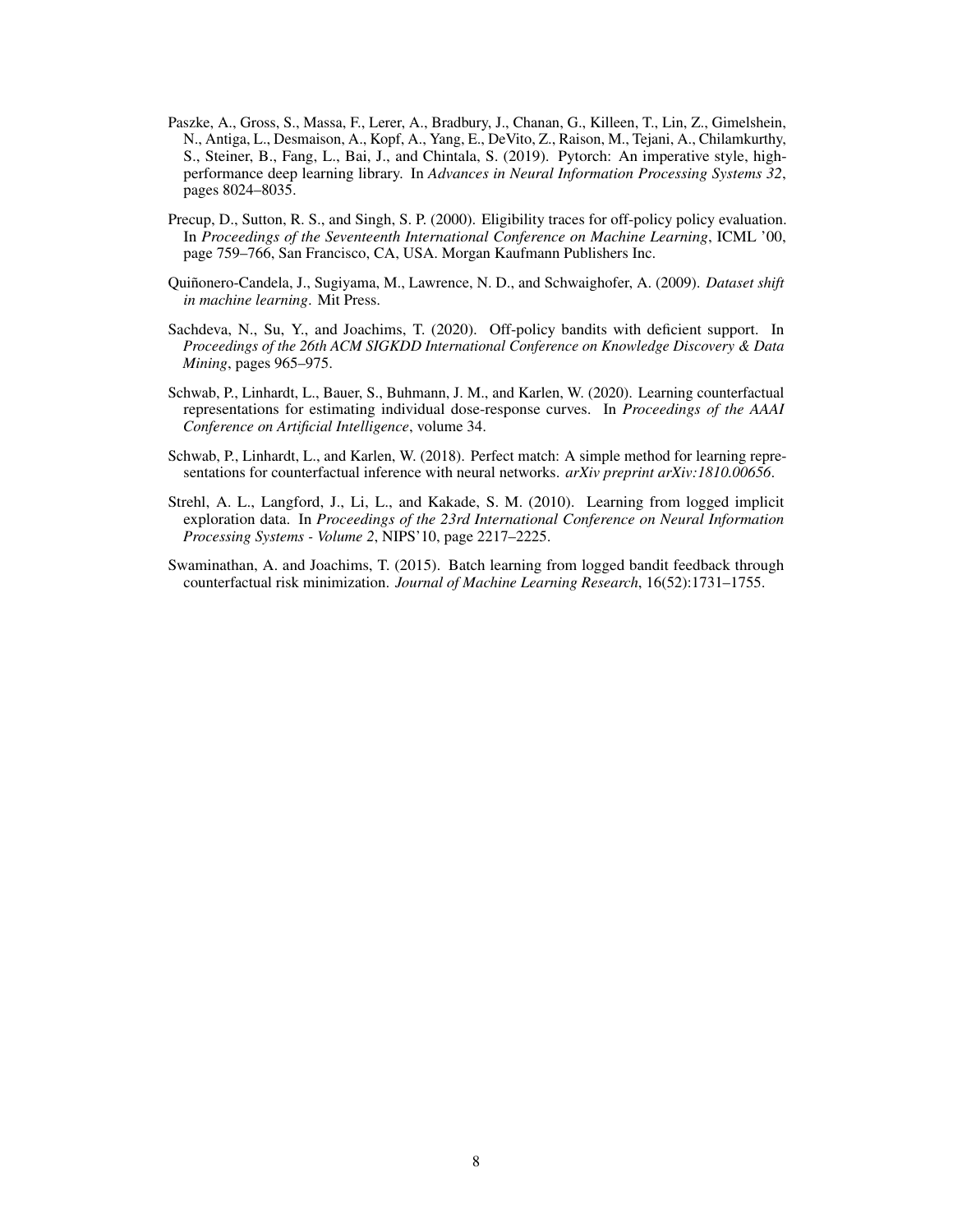Paszke, A., Gross, S., Massa, F., Lerer, A., Bradbury, J., Chanan, G., Killeen, T., Lin, Z., Gimelshein, N., Antiga, L., Desmaison, A., Kopf, A., Yang, E., DeVito, Z., Raison, M., Tejani, A., Chilamkurthy, S., Steiner, B., Fang, L., Bai, J., and Chintala, S. (2019). Pytorch: An imperative style, high-performance deep learning library. In *Advances in Neural Information Processing Systems 32*, pages 8024–8035.

Precup, D., Sutton, R. S., and Singh, S. P. (2000). Eligibility traces for off-policy policy evaluation. In *Proceedings of the Seventeenth International Conference on Machine Learning*, ICML '00, page 759–766, San Francisco, CA, USA. Morgan Kaufmann Publishers Inc.

Quiñonero-Candela, J., Sugiyama, M., Lawrence, N. D., and Schwaighofer, A. (2009). *Dataset shift in machine learning*. Mit Press.

Sachdeva, N., Su, Y., and Joachims, T. (2020). Off-policy bandits with deficient support. In *Proceedings of the 26th ACM SIGKDD International Conference on Knowledge Discovery & Data Mining*, pages 965–975.

Schwab, P., Linhardt, L., Bauer, S., Buhmann, J. M., and Karlen, W. (2020). Learning counterfactual representations for estimating individual dose-response curves. In *Proceedings of the AAAI Conference on Artificial Intelligence*, volume 34.

Schwab, P., Linhardt, L., and Karlen, W. (2018). Perfect match: A simple method for learning representations for counterfactual inference with neural networks. *arXiv preprint arXiv:1810.00656*.

Strehl, A. L., Langford, J., Li, L., and Kakade, S. M. (2010). Learning from logged implicit exploration data. In *Proceedings of the 23rd International Conference on Neural Information Processing Systems - Volume 2*, NIPS'10, page 2217–2225.

Swaminathan, A. and Joachims, T. (2015). Batch learning from logged bandit feedback through counterfactual risk minimization. *Journal of Machine Learning Research*, 16(52):1731–1755.